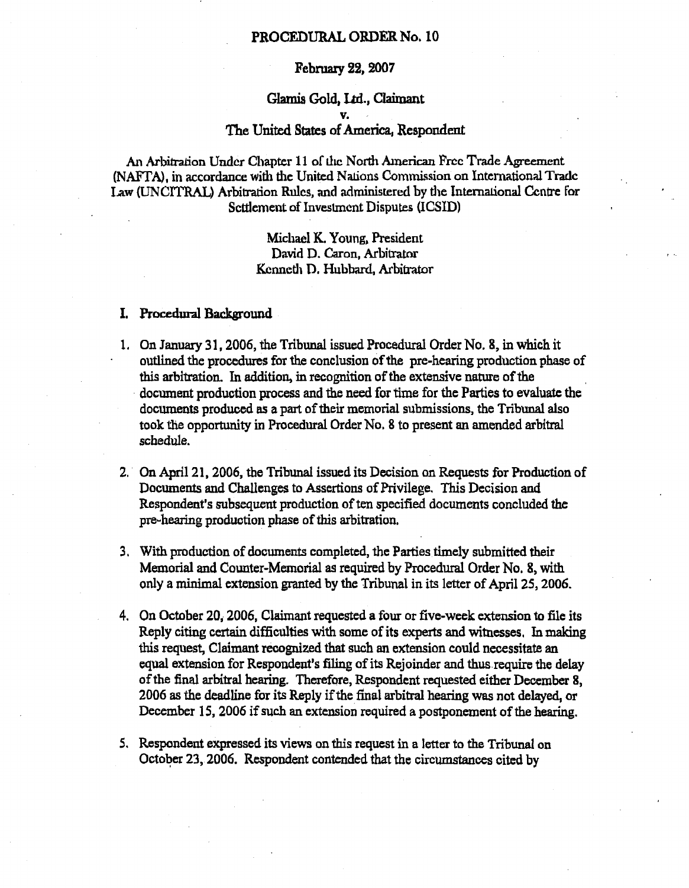# PROCEDURAL ORDER No. 10

February 22, 2007

Glamis Gold, Ltd., Claimant

v.

The United States of America, Respondent

An Arbitration Under Chapter 11 of the North American Free Trade Agreement (NAFTA), in accordance with the United Nations Commission on International Trade Law (UNCITRAL) Arbitration Rules, and administered by the International Centre for Settlement of Investment Disputes (ICSID)

Michael K. Young, President
David D. Caron, Arbitrator
Kenneth D. Hubbard, Arbitrator

## I. Procedural Background

1. On January 31, 2006, the Tribunal issued Procedural Order No. 8, in which it outlined the procedures for the conclusion of the pre-hearing production phase of this arbitration. In addition, in recognition of the extensive nature of the document production process and the need for time for the Parties to evaluate the documents produced as a part of their memorial submissions, the Tribunal also took the opportunity in Procedural Order No. 8 to present an amended arbitral schedule.

2. On April 21, 2006, the Tribunal issued its Decision on Requests for Production of Documents and Challenges to Assertions of Privilege. This Decision and Respondent's subsequent production of ten specified documents concluded the pre-hearing production phase of this arbitration.

3. With production of documents completed, the Parties timely submitted their Memorial and Counter-Memorial as required by Procedural Order No. 8, with only a minimal extension granted by the Tribunal in its letter of April 25, 2006.

4. On October 20, 2006, Claimant requested a four or five-week extension to file its Reply citing certain difficulties with some of its experts and witnesses. In making this request, Claimant recognized that such an extension could necessitate an equal extension for Respondent's filing of its Rejoinder and thus require the delay of the final arbitral hearing. Therefore, Respondent requested either December 8, 2006 as the deadline for its Reply if the final arbitral hearing was not delayed, or December 15, 2006 if such an extension required a postponement of the hearing.

5. Respondent expressed its views on this request in a letter to the Tribunal on October 23, 2006. Respondent contended that the circumstances cited by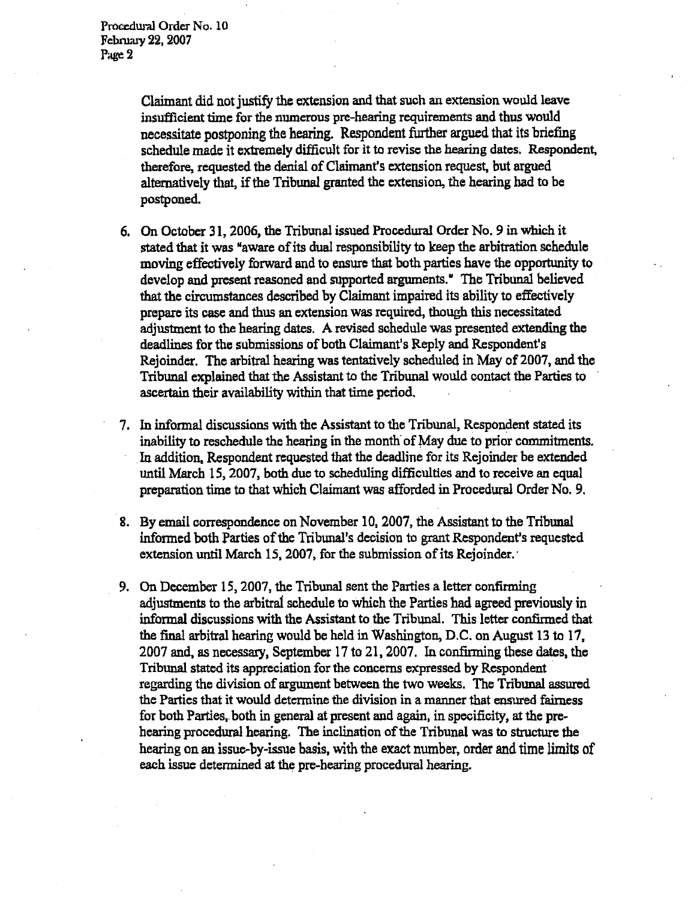Claimant did not justify the extension and that such an extension would leave insufficient time for the numerous pre-hearing requirements and thus would necessitate postponing the hearing. Respondent further argued that its briefing schedule made it extremely difficult for it to revise the hearing dates. Respondent, therefore, requested the denial of Claimant's extension request, but argued alternatively that, if the Tribunal granted the extension, the hearing had to be postponed.

6. On October 31, 2006, the Tribunal issued Procedural Order No. 9 in which it stated that it was "aware of its dual responsibility to keep the arbitration schedule moving effectively forward and to ensure that both parties have the opportunity to develop and present reasoned and supported arguments." The Tribunal believed that the circumstances described by Claimant impaired its ability to effectively prepare its case and thus an extension was required, though this necessitated adjustment to the hearing dates. A revised schedule was presented extending the deadlines for the submissions of both Claimant's Reply and Respondent's Rejoinder. The arbitral hearing was tentatively scheduled in May of 2007, and the Tribunal explained that the Assistant to the Tribunal would contact the Parties to ascertain their availability within that time period.

7. In informal discussions with the Assistant to the Tribunal, Respondent stated its inability to reschedule the hearing in the month of May due to prior commitments. In addition, Respondent requested that the deadline for its Rejoinder be extended until March 15, 2007, both due to scheduling difficulties and to receive an equal preparation time to that which Claimant was afforded in Procedural Order No. 9.

8. By email correspondence on November 10, 2007, the Assistant to the Tribunal informed both Parties of the Tribunal's decision to grant Respondent's requested extension until March 15, 2007, for the submission of its Rejoinder.

9. On December 15, 2007, the Tribunal sent the Parties a letter confirming adjustments to the arbitral schedule to which the Parties had agreed previously in informal discussions with the Assistant to the Tribunal. This letter confirmed that the final arbitral hearing would be held in Washington, D.C. on August 13 to 17, 2007 and, as necessary, September 17 to 21, 2007. In confirming these dates, the Tribunal stated its appreciation for the concerns expressed by Respondent regarding the division of argument between the two weeks. The Tribunal assured the Parties that it would determine the division in a manner that ensured fairness for both Parties, both in general at present and again, in specificity, at the pre-hearing procedural hearing. The inclination of the Tribunal was to structure the hearing on an issue-by-issue basis, with the exact number, order and time limits of each issue determined at the pre-hearing procedural hearing.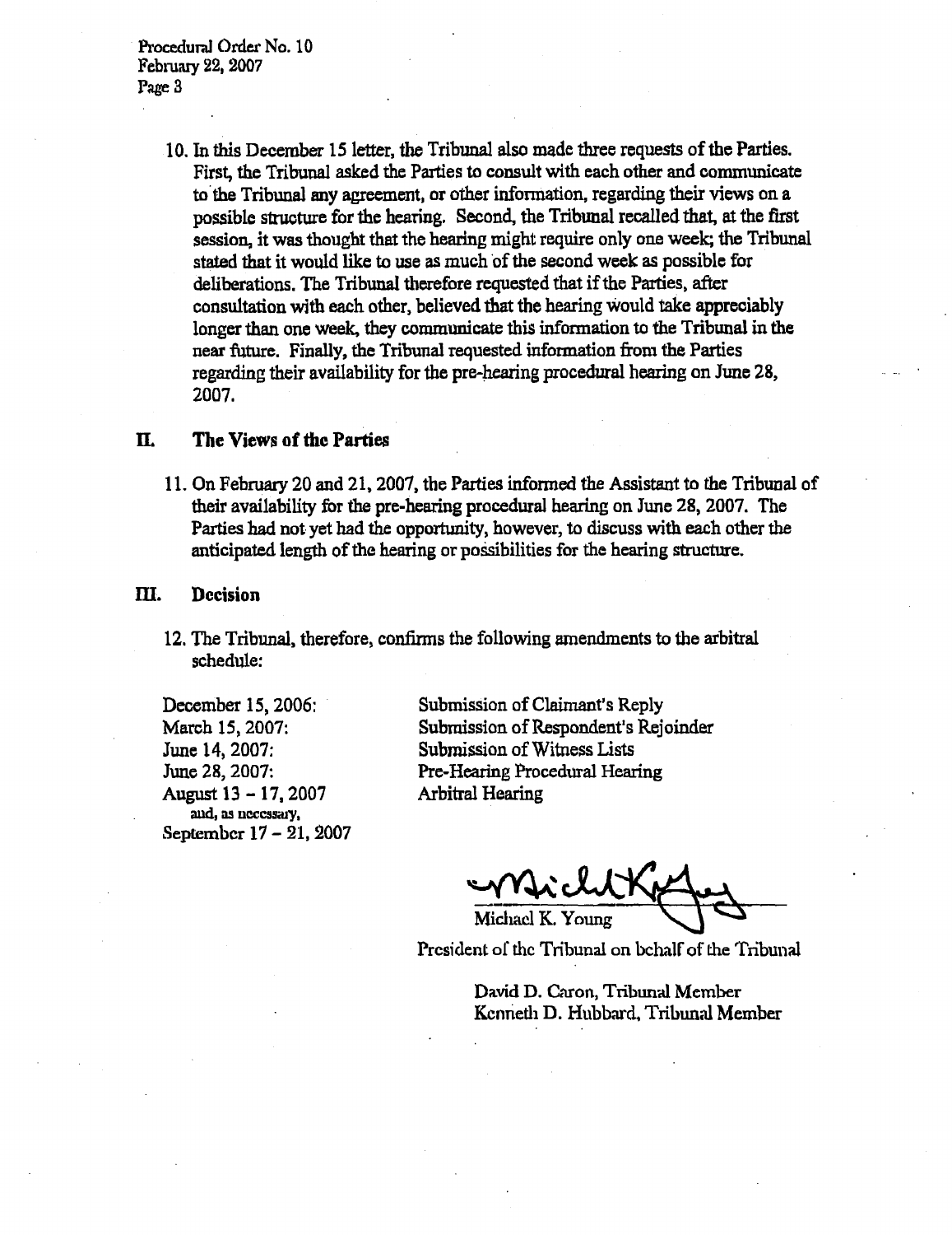10. In this December 15 letter, the Tribunal also made three requests of the Parties. First, the Tribunal asked the Parties to consult with each other and communicate to the Tribunal any agreement, or other information, regarding their views on a possible structure for the hearing. Second, the Tribunal recalled that, at the first session, it was thought that the hearing might require only one week; the Tribunal stated that it would like to use as much of the second week as possible for deliberations. The Tribunal therefore requested that if the Parties, after consultation with each other, believed that the hearing would take appreciably longer than one week, they communicate this information to the Tribunal in the near future. Finally, the Tribunal requested information from the Parties regarding their availability for the pre-hearing procedural hearing on June 28, 2007.

## II. The Views of the Parties

11. On February 20 and 21, 2007, the Parties informed the Assistant to the Tribunal of their availability for the pre-hearing procedural hearing on June 28, 2007. The Parties had not yet had the opportunity, however, to discuss with each other the anticipated length of the hearing or possibilities for the hearing structure.

## III. Decision

12. The Tribunal, therefore, confirms the following amendments to the arbitral schedule:

| | |
|---|---|
| December 15, 2006: | Submission of Claimant's Reply |
| March 15, 2007: | Submission of Respondent's Rejoinder |
| June 14, 2007: | Submission of Witness Lists |
| June 28, 2007: | Pre-Hearing Procedural Hearing |
| August 13 – 17, 2007 and, as necessary, September 17 – 21, 2007 | Arbitral Hearing |

Michael K. Young

President of the Tribunal on behalf of the Tribunal

David D. Caron, Tribunal Member
Kenneth D. Hubbard, Tribunal Member